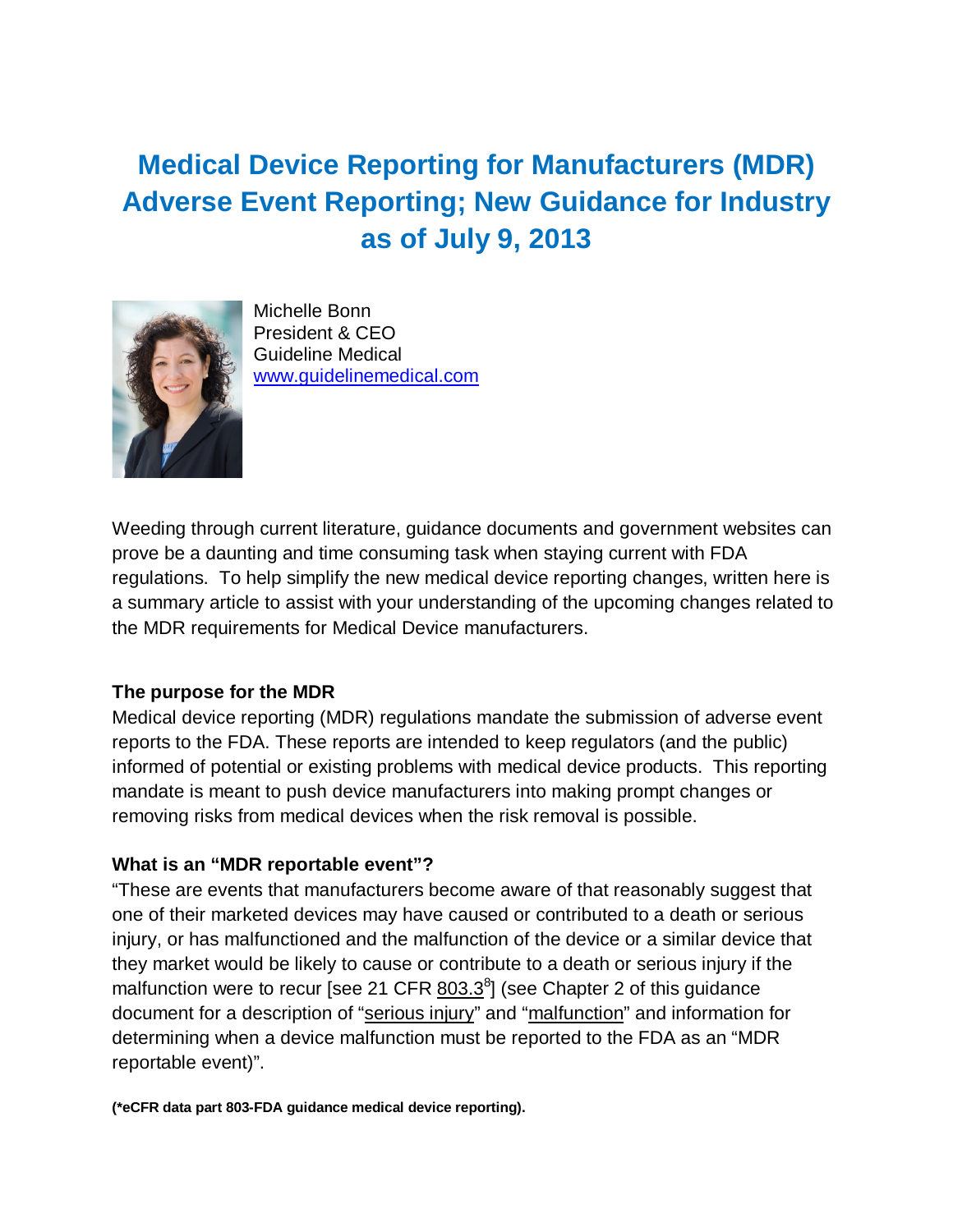# Medical Device Reporting for Manufacturers (MDR) Adverse Event Reporting; New Guidance for Industry as of July 9, 2013

Michelle Bonn
President & CEO
Guideline Medical
www.guidelinemedical.com

Weeding through current literature, guidance documents and government websites can prove be a daunting and time consuming task when staying current with FDA regulations. To help simplify the new medical device reporting changes, written here is a summary article to assist with your understanding of the upcoming changes related to the MDR requirements for Medical Device manufacturers.

**The purpose for the MDR**

Medical device reporting (MDR) regulations mandate the submission of adverse event reports to the FDA. These reports are intended to keep regulators (and the public) informed of potential or existing problems with medical device products. This reporting mandate is meant to push device manufacturers into making prompt changes or removing risks from medical devices when the risk removal is possible.

**What is an "MDR reportable event"?**

"These are events that manufacturers become aware of that reasonably suggest that one of their marketed devices may have caused or contributed to a death or serious injury, or has malfunctioned and the malfunction of the device or a similar device that they market would be likely to cause or contribute to a death or serious injury if the malfunction were to recur [see 21 CFR 803.3[8]] (see Chapter 2 of this guidance document for a description of "serious injury" and "malfunction" and information for determining when a device malfunction must be reported to the FDA as an "MDR reportable event)".

**(*eCFR data part 803-FDA guidance medical device reporting).**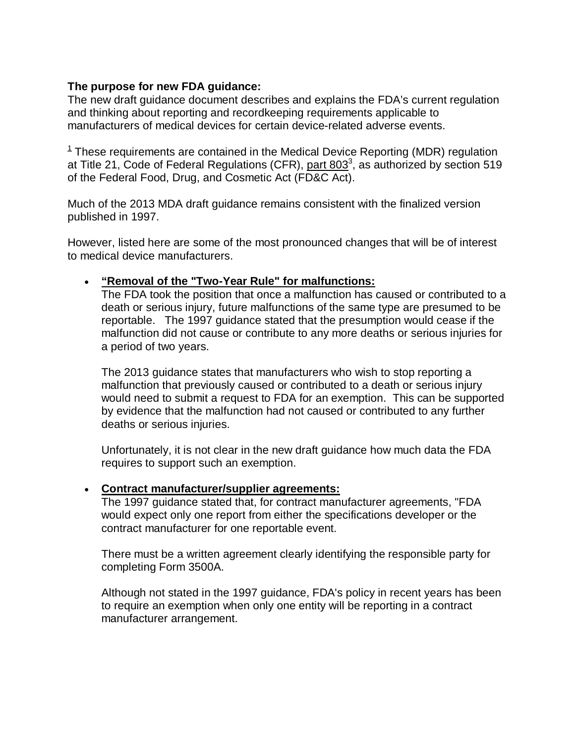**The purpose for new FDA guidance:**
The new draft guidance document describes and explains the FDA's current regulation and thinking about reporting and recordkeeping requirements applicable to manufacturers of medical devices for certain device-related adverse events.

[1] These requirements are contained in the Medical Device Reporting (MDR) regulation at Title 21, Code of Federal Regulations (CFR), part 803[3], as authorized by section 519 of the Federal Food, Drug, and Cosmetic Act (FD&C Act).

Much of the 2013 MDA draft guidance remains consistent with the finalized version published in 1997.

However, listed here are some of the most pronounced changes that will be of interest to medical device manufacturers.

- **"Removal of the "Two-Year Rule" for malfunctions:**
  The FDA took the position that once a malfunction has caused or contributed to a death or serious injury, future malfunctions of the same type are presumed to be reportable. The 1997 guidance stated that the presumption would cease if the malfunction did not cause or contribute to any more deaths or serious injuries for a period of two years.

  The 2013 guidance states that manufacturers who wish to stop reporting a malfunction that previously caused or contributed to a death or serious injury would need to submit a request to FDA for an exemption. This can be supported by evidence that the malfunction had not caused or contributed to any further deaths or serious injuries.

  Unfortunately, it is not clear in the new draft guidance how much data the FDA requires to support such an exemption.

- **Contract manufacturer/supplier agreements:**
  The 1997 guidance stated that, for contract manufacturer agreements, "FDA would expect only one report from either the specifications developer or the contract manufacturer for one reportable event.

  There must be a written agreement clearly identifying the responsible party for completing Form 3500A.

  Although not stated in the 1997 guidance, FDA's policy in recent years has been to require an exemption when only one entity will be reporting in a contract manufacturer arrangement.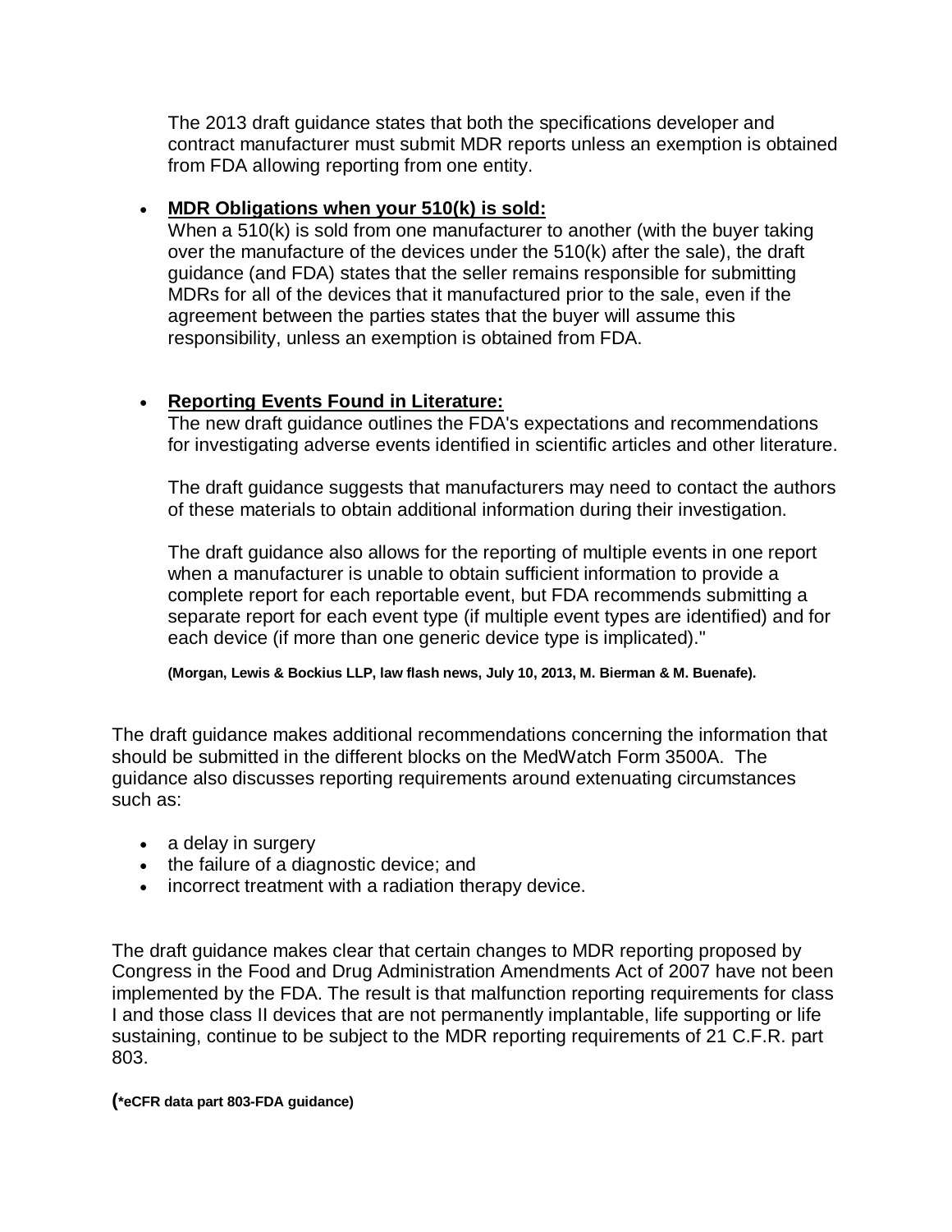The 2013 draft guidance states that both the specifications developer and contract manufacturer must submit MDR reports unless an exemption is obtained from FDA allowing reporting from one entity.

- **MDR Obligations when your 510(k) is sold:**
  When a 510(k) is sold from one manufacturer to another (with the buyer taking over the manufacture of the devices under the 510(k) after the sale), the draft guidance (and FDA) states that the seller remains responsible for submitting MDRs for all of the devices that it manufactured prior to the sale, even if the agreement between the parties states that the buyer will assume this responsibility, unless an exemption is obtained from FDA.

- **Reporting Events Found in Literature:**
  The new draft guidance outlines the FDA's expectations and recommendations for investigating adverse events identified in scientific articles and other literature.

  The draft guidance suggests that manufacturers may need to contact the authors of these materials to obtain additional information during their investigation.

  The draft guidance also allows for the reporting of multiple events in one report when a manufacturer is unable to obtain sufficient information to provide a complete report for each reportable event, but FDA recommends submitting a separate report for each event type (if multiple event types are identified) and for each device (if more than one generic device type is implicated)."

  **(Morgan, Lewis & Bockius LLP, law flash news, July 10, 2013, M. Bierman & M. Buenafe).**

The draft guidance makes additional recommendations concerning the information that should be submitted in the different blocks on the MedWatch Form 3500A. The guidance also discusses reporting requirements around extenuating circumstances such as:

- a delay in surgery
- the failure of a diagnostic device; and
- incorrect treatment with a radiation therapy device.

The draft guidance makes clear that certain changes to MDR reporting proposed by Congress in the Food and Drug Administration Amendments Act of 2007 have not been implemented by the FDA. The result is that malfunction reporting requirements for class I and those class II devices that are not permanently implantable, life supporting or life sustaining, continue to be subject to the MDR reporting requirements of 21 C.F.R. part 803.

**(*eCFR data part 803-FDA guidance)**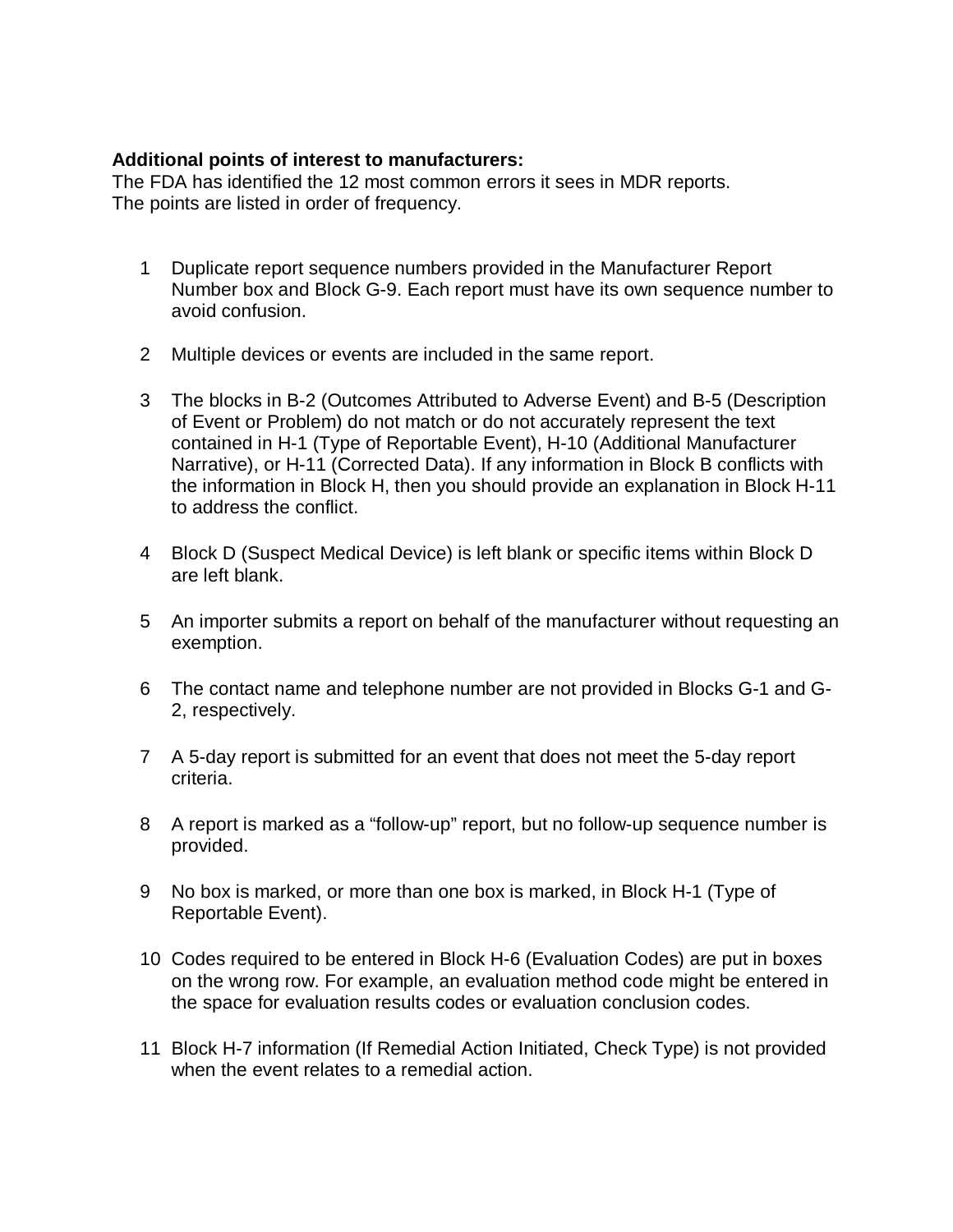**Additional points of interest to manufacturers:**
The FDA has identified the 12 most common errors it sees in MDR reports.
The points are listed in order of frequency.

1. Duplicate report sequence numbers provided in the Manufacturer Report Number box and Block G-9. Each report must have its own sequence number to avoid confusion.
2. Multiple devices or events are included in the same report.
3. The blocks in B-2 (Outcomes Attributed to Adverse Event) and B-5 (Description of Event or Problem) do not match or do not accurately represent the text contained in H-1 (Type of Reportable Event), H-10 (Additional Manufacturer Narrative), or H-11 (Corrected Data). If any information in Block B conflicts with the information in Block H, then you should provide an explanation in Block H-11 to address the conflict.
4. Block D (Suspect Medical Device) is left blank or specific items within Block D are left blank.
5. An importer submits a report on behalf of the manufacturer without requesting an exemption.
6. The contact name and telephone number are not provided in Blocks G-1 and G-2, respectively.
7. A 5-day report is submitted for an event that does not meet the 5-day report criteria.
8. A report is marked as a "follow-up" report, but no follow-up sequence number is provided.
9. No box is marked, or more than one box is marked, in Block H-1 (Type of Reportable Event).
10. Codes required to be entered in Block H-6 (Evaluation Codes) are put in boxes on the wrong row. For example, an evaluation method code might be entered in the space for evaluation results codes or evaluation conclusion codes.
11. Block H-7 information (If Remedial Action Initiated, Check Type) is not provided when the event relates to a remedial action.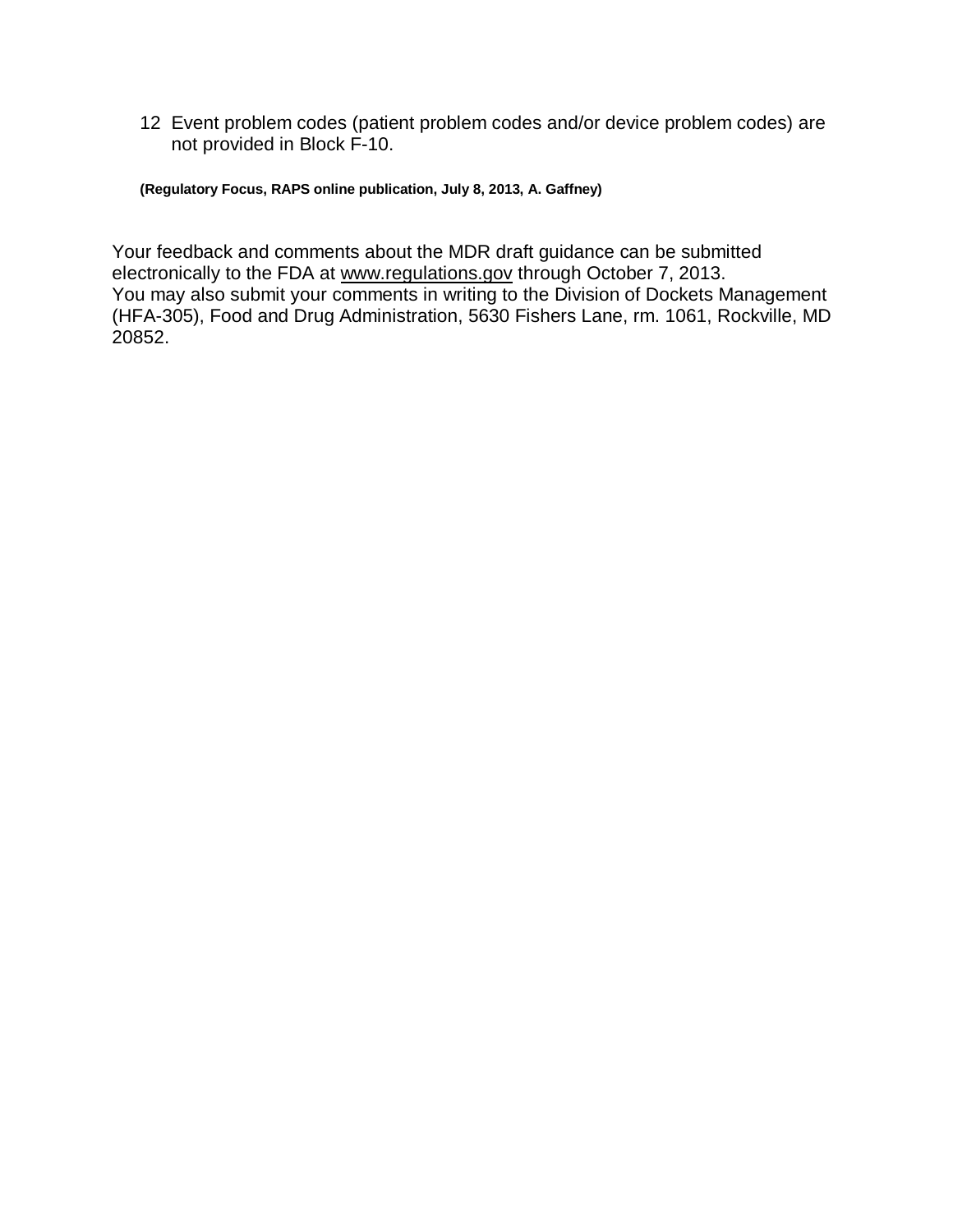12. Event problem codes (patient problem codes and/or device problem codes) are not provided in Block F-10.

**(Regulatory Focus, RAPS online publication, July 8, 2013, A. Gaffney)**

Your feedback and comments about the MDR draft guidance can be submitted electronically to the FDA at www.regulations.gov through October 7, 2013.
You may also submit your comments in writing to the Division of Dockets Management (HFA-305), Food and Drug Administration, 5630 Fishers Lane, rm. 1061, Rockville, MD 20852.